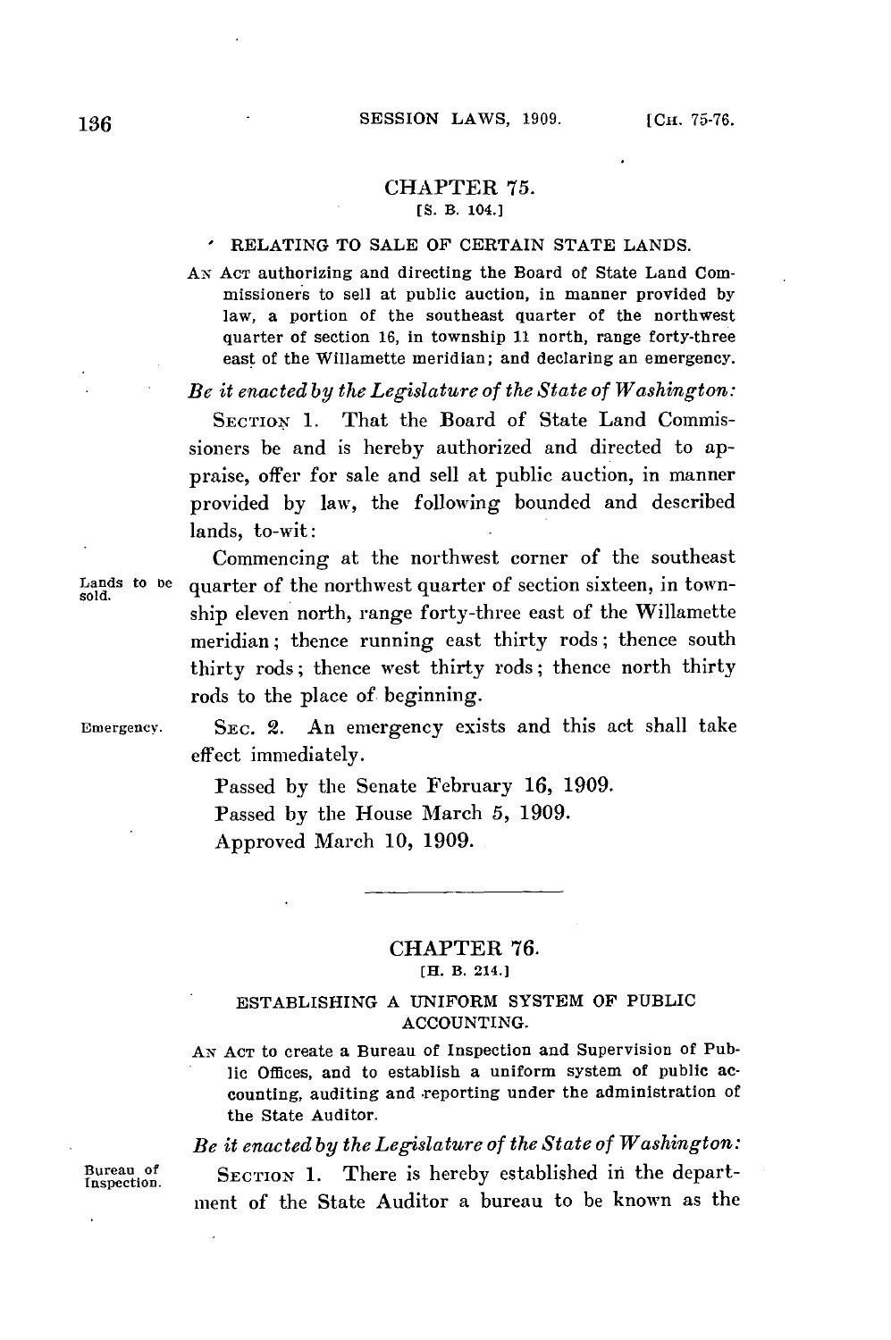## CHAPTER 75.

[S. B. 104.]

### RELATING TO SALE OF CERTAIN STATE LANDS.

AN ACT authorizing and directing the Board of State Land Commissioners to sell at public auction, in manner provided by law, a portion of the southeast quarter of the northwest quarter of section 16, in township 11 north, range forty-three east of the Willamette meridian; and declaring an emergency.

*Be it enacted by the Legislature of the State of Washington:*

SECTION 1. That the Board of State Land Commissioners be and is hereby authorized and directed to appraise, offer for sale and sell at public auction, in manner provided by law, the following bounded and described lands, to-wit:

Lands to be sold.

Commencing at the northwest corner of the southeast quarter of the northwest quarter of section sixteen, in township eleven north, range forty-three east of the Willamette meridian; thence running east thirty rods; thence south thirty rods; thence west thirty rods; thence north thirty rods to the place of beginning.

Emergency.

SEC. 2. An emergency exists and this act shall take effect immediately.

Passed by the Senate February 16, 1909.

Passed by the House March 5, 1909.

Approved March 10, 1909.

---

## CHAPTER 76.

[H. B. 214.]

### ESTABLISHING A UNIFORM SYSTEM OF PUBLIC ACCOUNTING.

AN ACT to create a Bureau of Inspection and Supervision of Public Offices, and to establish a uniform system of public accounting, auditing and reporting under the administration of the State Auditor.

*Be it enacted by the Legislature of the State of Washington:*

Bureau of Inspection.

SECTION 1. There is hereby established in the department of the State Auditor a bureau to be known as the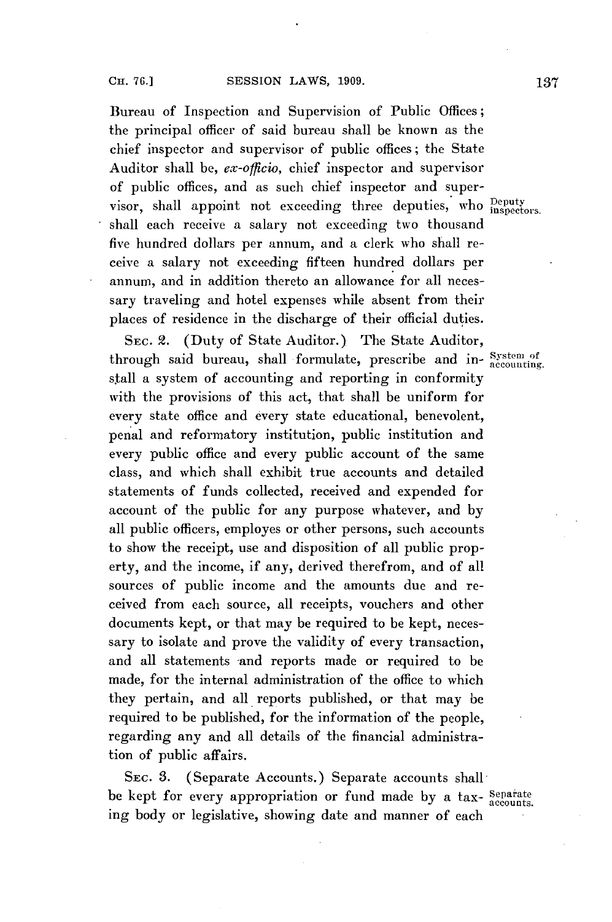Bureau of Inspection and Supervision of Public Offices; the principal officer of said bureau shall be known as the chief inspector and supervisor of public offices; the State Auditor shall be, *ex-officio*, chief inspector and supervisor of public offices, and as such chief inspector and supervisor, shall appoint not exceeding three deputies, who shall each receive a salary not exceeding two thousand five hundred dollars per annum, and a clerk who shall receive a salary not exceeding fifteen hundred dollars per annum, and in addition thereto an allowance for all necessary traveling and hotel expenses while absent from their places of residence in the discharge of their official duties.

Deputy inspectors.

SEC. 2. (Duty of State Auditor.) The State Auditor, through said bureau, shall formulate, prescribe and install a system of accounting and reporting in conformity with the provisions of this act, that shall be uniform for every state office and every state educational, benevolent, penal and reformatory institution, public institution and every public office and every public account of the same class, and which shall exhibit true accounts and detailed statements of funds collected, received and expended for account of the public for any purpose whatever, and by all public officers, employes or other persons, such accounts to show the receipt, use and disposition of all public property, and the income, if any, derived therefrom, and of all sources of public income and the amounts due and received from each source, all receipts, vouchers and other documents kept, or that may be required to be kept, necessary to isolate and prove the validity of every transaction, and all statements and reports made or required to be made, for the internal administration of the office to which they pertain, and all reports published, or that may be required to be published, for the information of the people, regarding any and all details of the financial administration of public affairs.

System of accounting.

SEC. 3. (Separate Accounts.) Separate accounts shall be kept for every appropriation or fund made by a taxing body or legislative, showing date and manner of each

Separate accounts.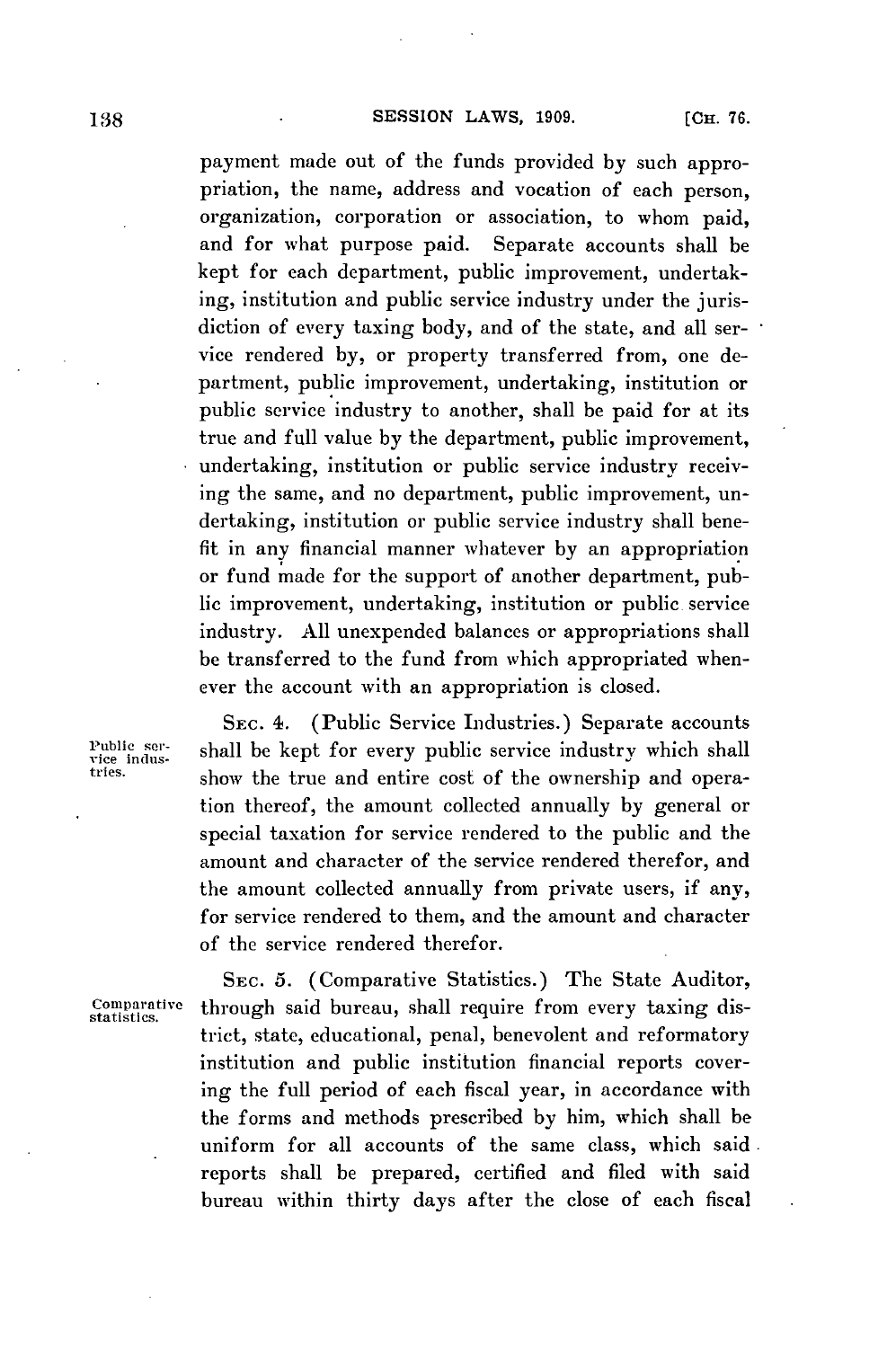payment made out of the funds provided by such appropriation, the name, address and vocation of each person, organization, corporation or association, to whom paid, and for what purpose paid. Separate accounts shall be kept for each department, public improvement, undertaking, institution and public service industry under the jurisdiction of every taxing body, and of the state, and all service rendered by, or property transferred from, one department, public improvement, undertaking, institution or public service industry to another, shall be paid for at its true and full value by the department, public improvement, undertaking, institution or public service industry receiving the same, and no department, public improvement, undertaking, institution or public service industry shall benefit in any financial manner whatever by an appropriation or fund made for the support of another department, public improvement, undertaking, institution or public service industry. All unexpended balances or appropriations shall be transferred to the fund from which appropriated whenever the account with an appropriation is closed.

Public service industries.

SEC. 4. (Public Service Industries.) Separate accounts shall be kept for every public service industry which shall show the true and entire cost of the ownership and operation thereof, the amount collected annually by general or special taxation for service rendered to the public and the amount and character of the service rendered therefor, and the amount collected annually from private users, if any, for service rendered to them, and the amount and character of the service rendered therefor.

Comparative statistics.

SEC. 5. (Comparative Statistics.) The State Auditor, through said bureau, shall require from every taxing district, state, educational, penal, benevolent and reformatory institution and public institution financial reports covering the full period of each fiscal year, in accordance with the forms and methods prescribed by him, which shall be uniform for all accounts of the same class, which said reports shall be prepared, certified and filed with said bureau within thirty days after the close of each fiscal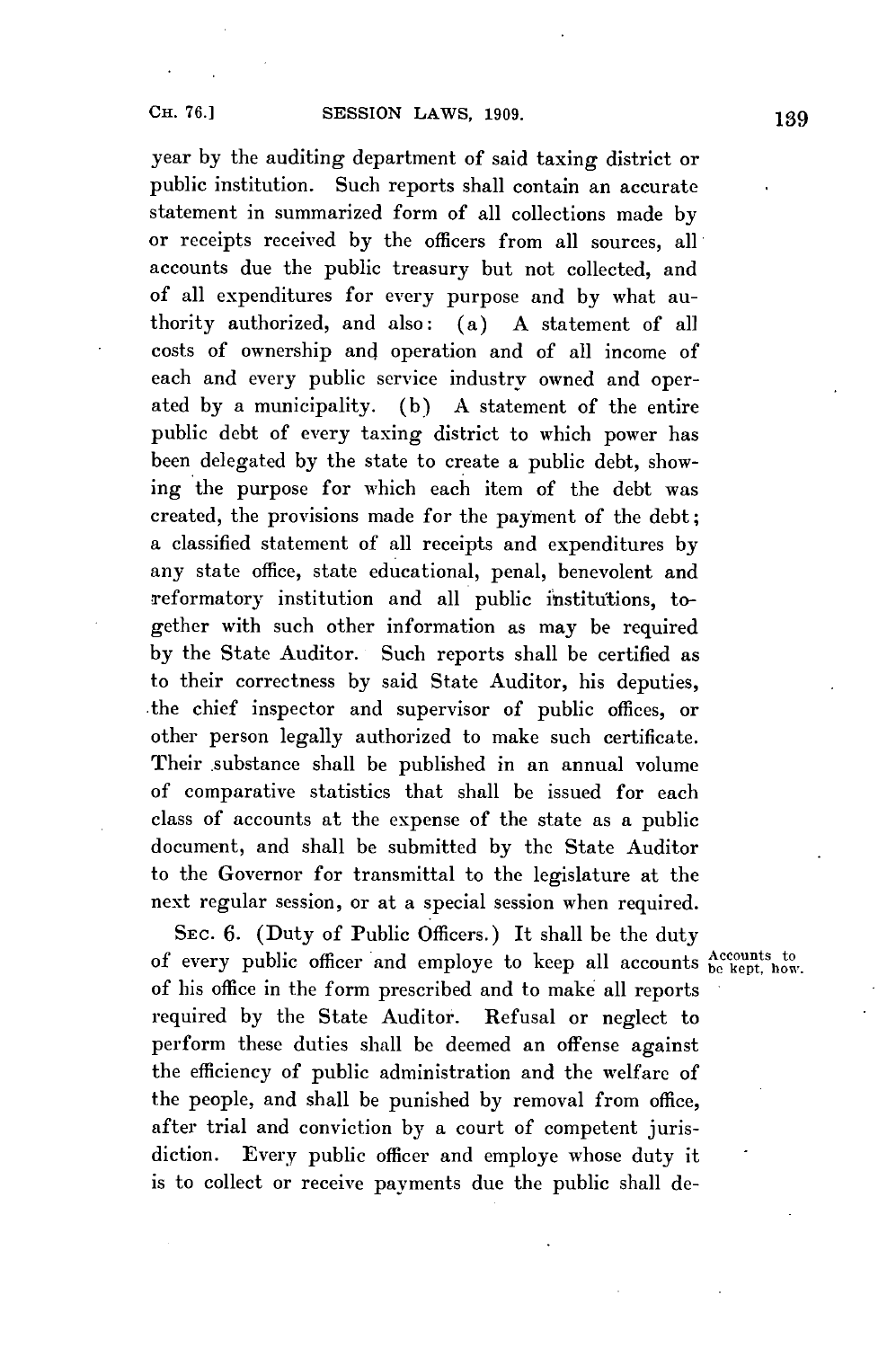year by the auditing department of said taxing district or public institution. Such reports shall contain an accurate statement in summarized form of all collections made by or receipts received by the officers from all sources, all accounts due the public treasury but not collected, and of all expenditures for every purpose and by what authority authorized, and also: (a) A statement of all costs of ownership and operation and of all income of each and every public service industry owned and operated by a municipality. (b) A statement of the entire public debt of every taxing district to which power has been delegated by the state to create a public debt, showing the purpose for which each item of the debt was created, the provisions made for the payment of the debt; a classified statement of all receipts and expenditures by any state office, state educational, penal, benevolent and reformatory institution and all public institutions, together with such other information as may be required by the State Auditor. Such reports shall be certified as to their correctness by said State Auditor, his deputies, the chief inspector and supervisor of public offices, or other person legally authorized to make such certificate. Their substance shall be published in an annual volume of comparative statistics that shall be issued for each class of accounts at the expense of the state as a public document, and shall be submitted by the State Auditor to the Governor for transmittal to the legislature at the next regular session, or at a special session when required.

SEC. 6. (Duty of Public Officers.) It shall be the duty of every public officer and employe to keep all accounts of his office in the form prescribed and to make all reports required by the State Auditor. Refusal or neglect to perform these duties shall be deemed an offense against the efficiency of public administration and the welfare of the people, and shall be punished by removal from office, after trial and conviction by a court of competent jurisdiction. Every public officer and employe whose duty it is to collect or receive payments due the public shall de-

Accounts to be kept, how.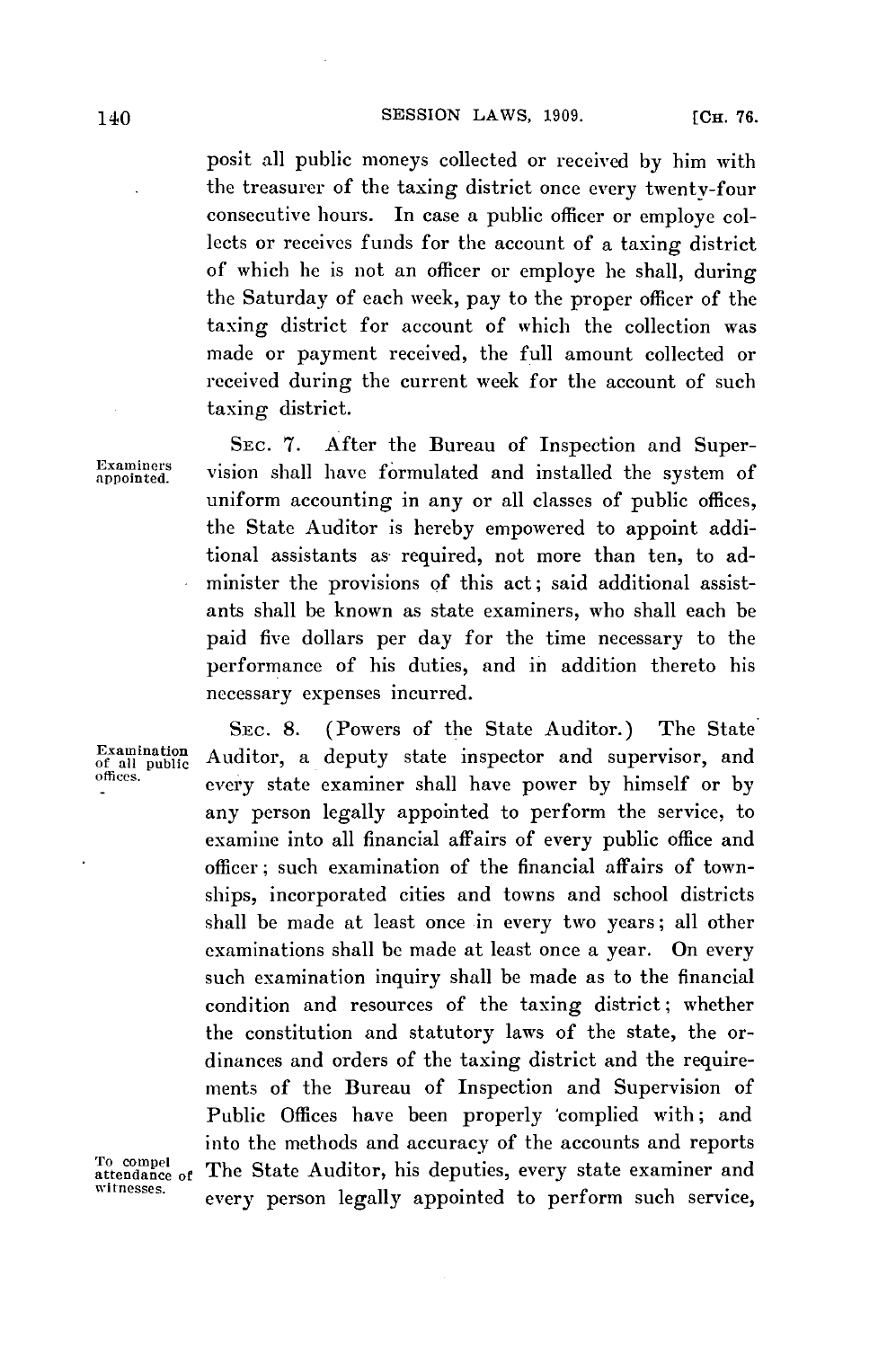posit all public moneys collected or received by him with the treasurer of the taxing district once every twenty-four consecutive hours. In case a public officer or employe collects or receives funds for the account of a taxing district of which he is not an officer or employe he shall, during the Saturday of each week, pay to the proper officer of the taxing district for account of which the collection was made or payment received, the full amount collected or received during the current week for the account of such taxing district.

Examiners appointed.

SEC. 7. After the Bureau of Inspection and Supervision shall have formulated and installed the system of uniform accounting in any or all classes of public offices, the State Auditor is hereby empowered to appoint additional assistants as required, not more than ten, to administer the provisions of this act; said additional assistants shall be known as state examiners, who shall each be paid five dollars per day for the time necessary to the performance of his duties, and in addition thereto his necessary expenses incurred.

Examination of all public offices.

SEC. 8. (Powers of the State Auditor.) The State Auditor, a deputy state inspector and supervisor, and every state examiner shall have power by himself or by any person legally appointed to perform the service, to examine into all financial affairs of every public office and officer; such examination of the financial affairs of townships, incorporated cities and towns and school districts shall be made at least once in every two years; all other examinations shall be made at least once a year. On every such examination inquiry shall be made as to the financial condition and resources of the taxing district; whether the constitution and statutory laws of the state, the ordinances and orders of the taxing district and the requirements of the Bureau of Inspection and Supervision of Public Offices have been properly complied with; and into the methods and accuracy of the accounts and reports

To compel attendance of witnesses.

The State Auditor, his deputies, every state examiner and every person legally appointed to perform such service,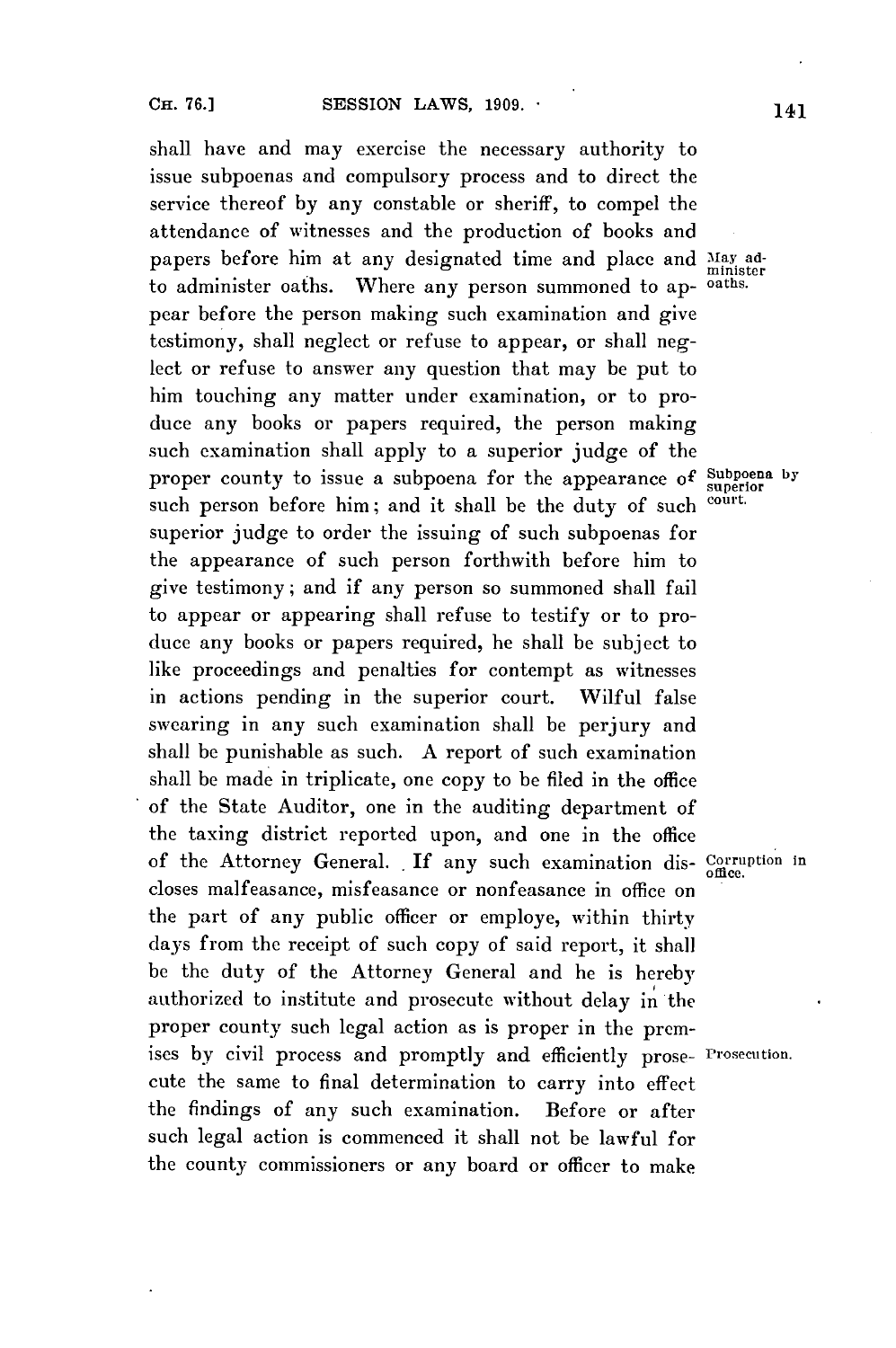shall have and may exercise the necessary authority to issue subpoenas and compulsory process and to direct the service thereof by any constable or sheriff, to compel the attendance of witnesses and the production of books and papers before him at any designated time and place and to administer oaths. Where any person summoned to appear before the person making such examination and give testimony, shall neglect or refuse to appear, or shall neglect or refuse to answer any question that may be put to him touching any matter under examination, or to produce any books or papers required, the person making such examination shall apply to a superior judge of the proper county to issue a subpoena for the appearance of such person before him; and it shall be the duty of such superior judge to order the issuing of such subpoenas for the appearance of such person forthwith before him to give testimony; and if any person so summoned shall fail to appear or appearing shall refuse to testify or to produce any books or papers required, he shall be subject to like proceedings and penalties for contempt as witnesses in actions pending in the superior court. Wilful false swearing in any such examination shall be perjury and shall be punishable as such. A report of such examination shall be made in triplicate, one copy to be filed in the office of the State Auditor, one in the auditing department of the taxing district reported upon, and one in the office of the Attorney General. If any such examination discloses malfeasance, misfeasance or nonfeasance in office on the part of any public officer or employe, within thirty days from the receipt of such copy of said report, it shall be the duty of the Attorney General and he is hereby authorized to institute and prosecute without delay in the proper county such legal action as is proper in the premises by civil process and promptly and efficiently prosecute the same to final determination to carry into effect the findings of any such examination. Before or after such legal action is commenced it shall not be lawful for the county commissioners or any board or officer to make

May administer oaths.

Subpoena by superior court.

Corruption in office.

Prosecution.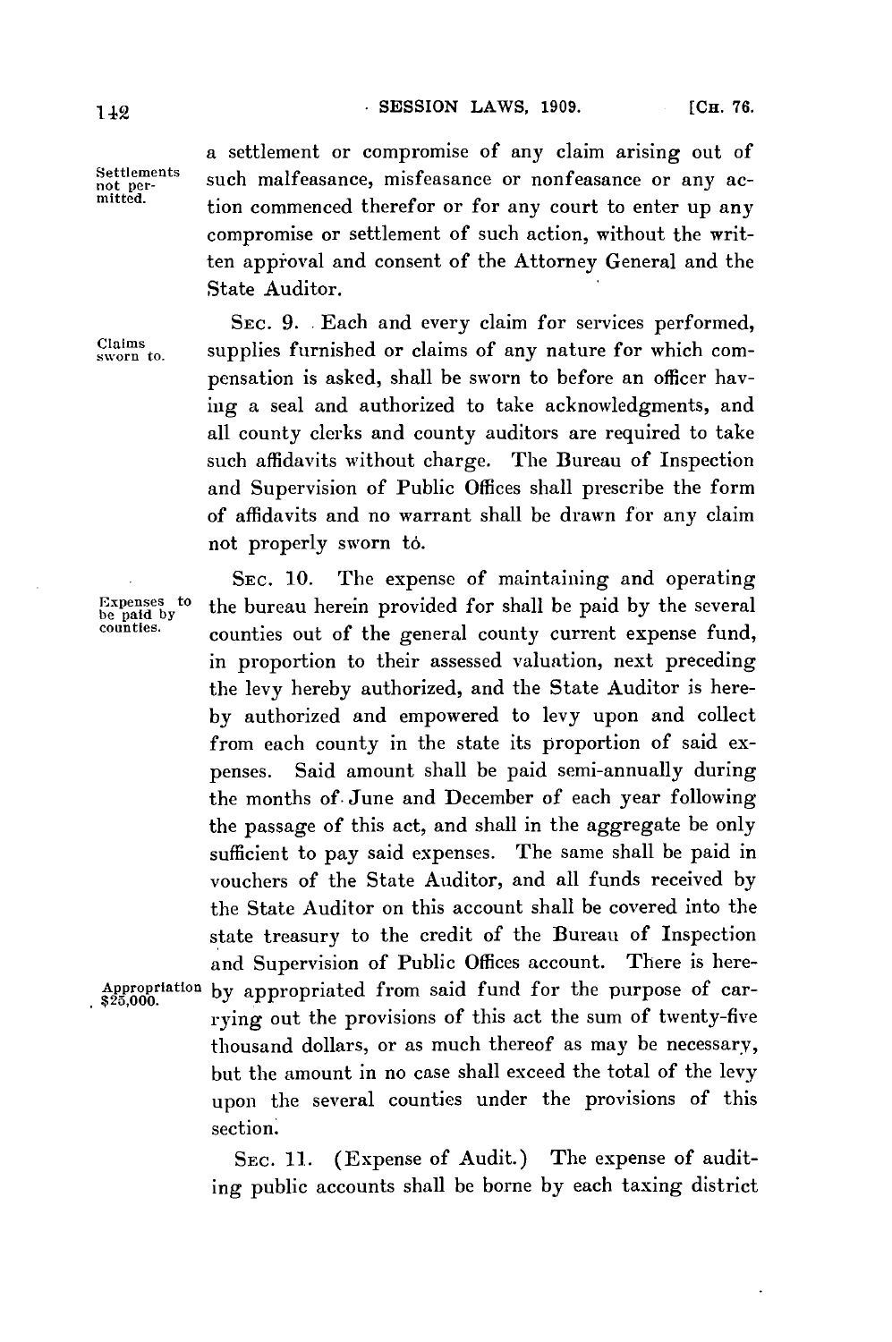a settlement or compromise of any claim arising out of such malfeasance, misfeasance or nonfeasance or any action commenced therefor or for any court to enter up any compromise or settlement of such action, without the written approval and consent of the Attorney General and the State Auditor.

Settlements not permitted.

SEC. 9. Each and every claim for services performed, supplies furnished or claims of any nature for which compensation is asked, shall be sworn to before an officer having a seal and authorized to take acknowledgments, and all county clerks and county auditors are required to take such affidavits without charge. The Bureau of Inspection and Supervision of Public Offices shall prescribe the form of affidavits and no warrant shall be drawn for any claim not properly sworn to.

Claims sworn to.

SEC. 10. The expense of maintaining and operating the bureau herein provided for shall be paid by the several counties out of the general county current expense fund, in proportion to their assessed valuation, next preceding the levy hereby authorized, and the State Auditor is hereby authorized and empowered to levy upon and collect from each county in the state its proportion of said expenses. Said amount shall be paid semi-annually during the months of June and December of each year following the passage of this act, and shall in the aggregate be only sufficient to pay said expenses. The same shall be paid in vouchers of the State Auditor, and all funds received by the State Auditor on this account shall be covered into the state treasury to the credit of the Bureau of Inspection and Supervision of Public Offices account. There is hereby appropriated from said fund for the purpose of carrying out the provisions of this act the sum of twenty-five thousand dollars, or as much thereof as may be necessary, but the amount in no case shall exceed the total of the levy upon the several counties under the provisions of this section.

Expenses to be paid by counties.

Appropriation $25,000.

SEC. 11. (Expense of Audit.) The expense of auditing public accounts shall be borne by each taxing district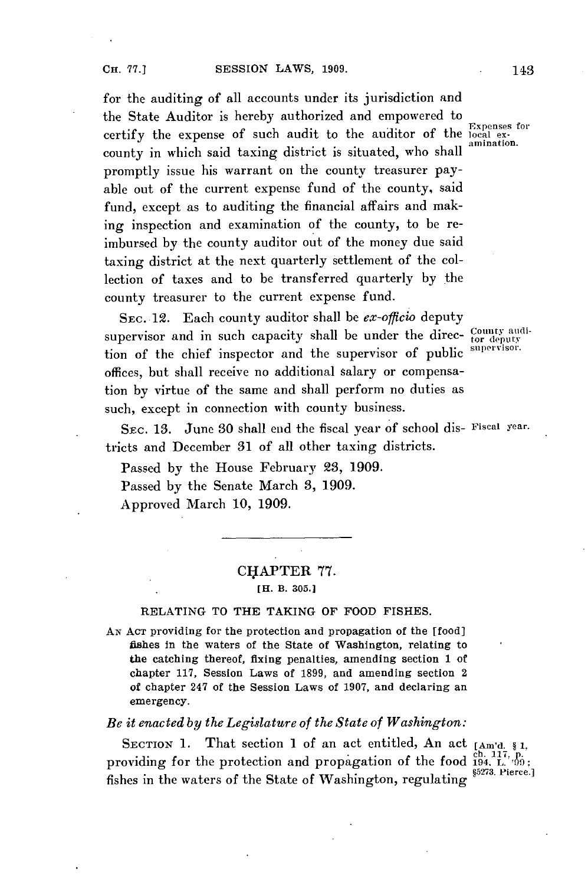for the auditing of all accounts under its jurisdiction and the State Auditor is hereby authorized and empowered to certify the expense of such audit to the auditor of the county in which said taxing district is situated, who shall promptly issue his warrant on the county treasurer payable out of the current expense fund of the county, said fund, except as to auditing the financial affairs and making inspection and examination of the county, to be reimbursed by the county auditor out of the money due said taxing district at the next quarterly settlement of the collection of taxes and to be transferred quarterly by the county treasurer to the current expense fund.

Expenses for local examination.

SEC. 12. Each county auditor shall be *ex-officio* deputy supervisor and in such capacity shall be under the direction of the chief inspector and the supervisor of public offices, but shall receive no additional salary or compensation by virtue of the same and shall perform no duties as such, except in connection with county business.

County auditor deputy supervisor.

SEC. 13. June 30 shall end the fiscal year of school districts and December 31 of all other taxing districts.

Fiscal year.

Passed by the House February 23, 1909.
Passed by the Senate March 3, 1909.
Approved March 10, 1909.

---

## CHAPTER 77.

[H. B. 305.]

### RELATING TO THE TAKING OF FOOD FISHES.

AN ACT providing for the protection and propagation of the [food] fishes in the waters of the State of Washington, relating to the catching thereof, fixing penalties, amending section 1 of chapter 117, Session Laws of 1899, and amending section 2 of chapter 247 of the Session Laws of 1907, and declaring an emergency.

*Be it enacted by the Legislature of the State of Washington:*

SECTION 1. That section 1 of an act entitled, An act providing for the protection and propagation of the food fishes in the waters of the State of Washington, regulating

[Am'd. § 1, ch. 117, p. 194, L. '99; §5273. Pierce.]